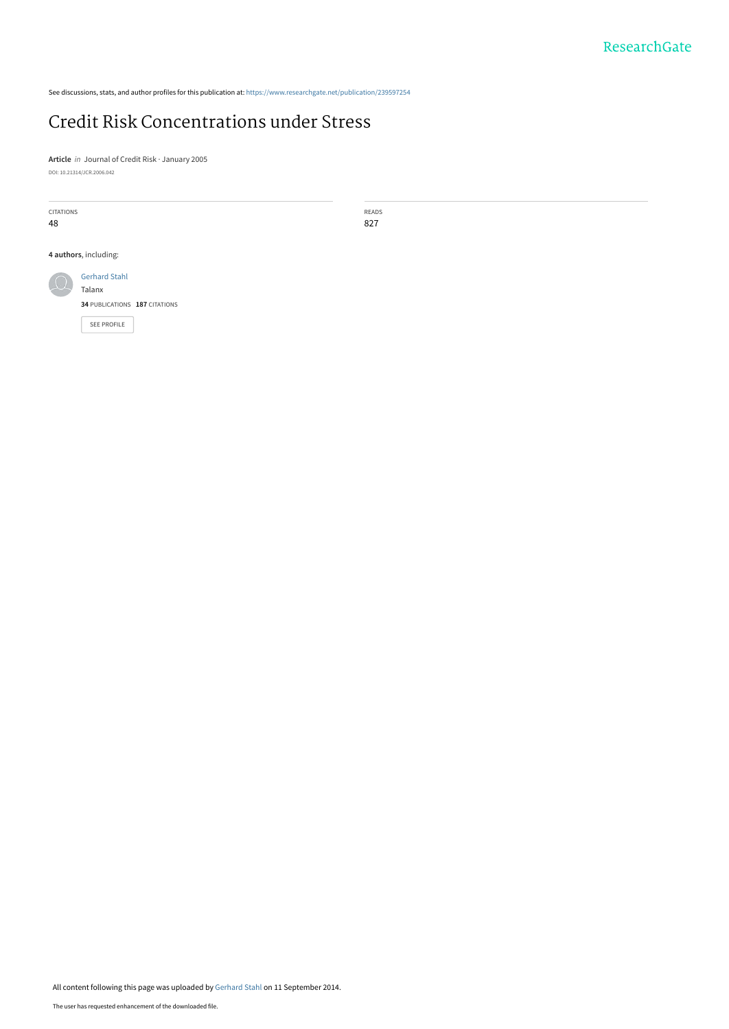See discussions, stats, and author profiles for this publication at: https://www.researchgate.net/publication/239597254

# Credit Risk Concentrations under Stress

**Article** *in* Journal of Credit Risk · January 2005

DOI: 10.21314/JCR.2006.042

| CITATIONS | READS |
|---|---|
| 48 | 827 |

**4 authors**, including:

Gerhard Stahl
Talanx
**34** PUBLICATIONS **187** CITATIONS

SEE PROFILE

All content following this page was uploaded by Gerhard Stahl on 11 September 2014.

The user has requested enhancement of the downloaded file.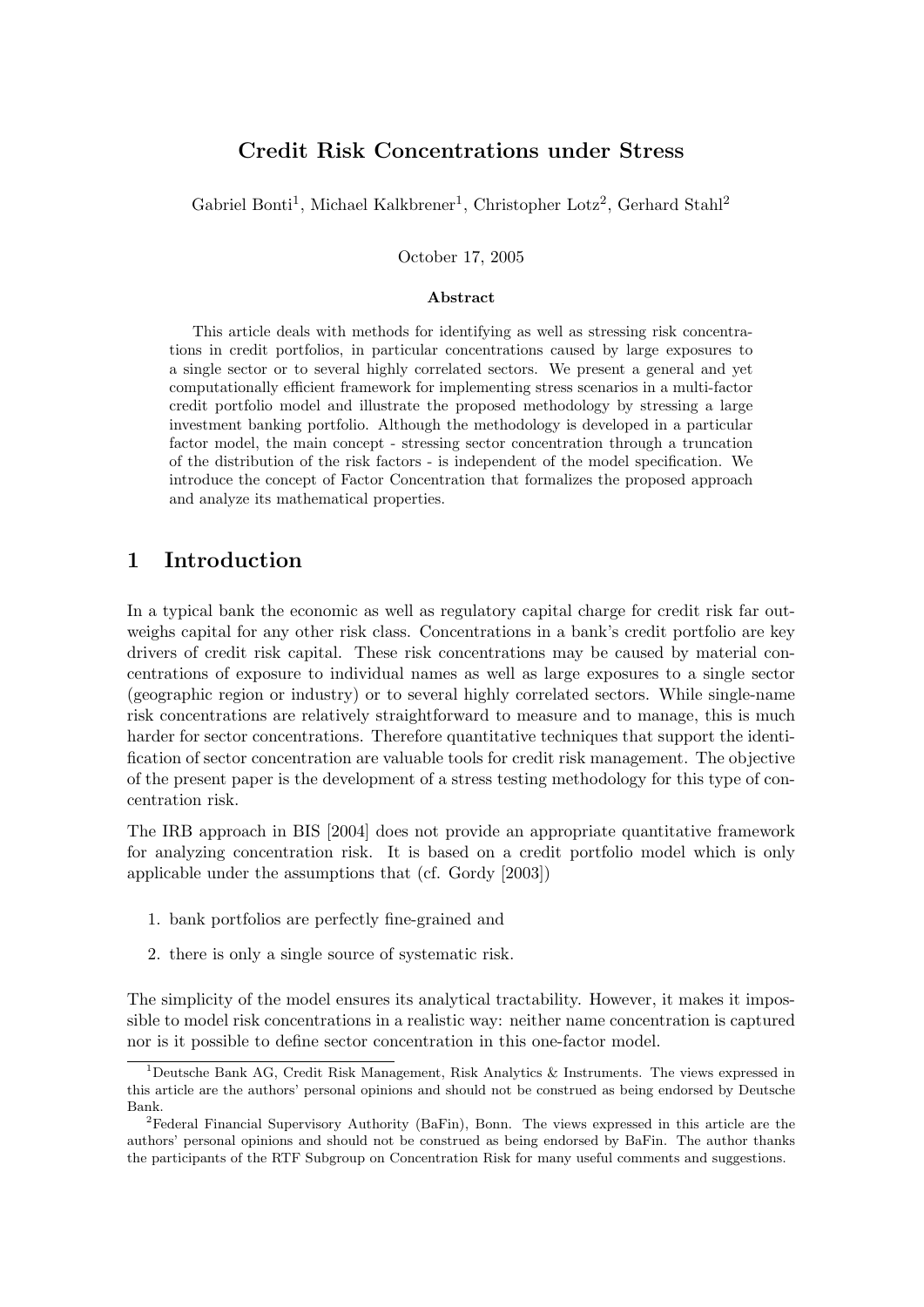# Credit Risk Concentrations under Stress

Gabriel Bonti[1], Michael Kalkbrener[1], Christopher Lotz[2], Gerhard Stahl[2]

October 17, 2005

**Abstract**

This article deals with methods for identifying as well as stressing risk concentrations in credit portfolios, in particular concentrations caused by large exposures to a single sector or to several highly correlated sectors. We present a general and yet computationally efficient framework for implementing stress scenarios in a multi-factor credit portfolio model and illustrate the proposed methodology by stressing a large investment banking portfolio. Although the methodology is developed in a particular factor model, the main concept - stressing sector concentration through a truncation of the distribution of the risk factors - is independent of the model specification. We introduce the concept of Factor Concentration that formalizes the proposed approach and analyze its mathematical properties.

## 1 Introduction

In a typical bank the economic as well as regulatory capital charge for credit risk far outweighs capital for any other risk class. Concentrations in a bank's credit portfolio are key drivers of credit risk capital. These risk concentrations may be caused by material concentrations of exposure to individual names as well as large exposures to a single sector (geographic region or industry) or to several highly correlated sectors. While single-name risk concentrations are relatively straightforward to measure and to manage, this is much harder for sector concentrations. Therefore quantitative techniques that support the identification of sector concentration are valuable tools for credit risk management. The objective of the present paper is the development of a stress testing methodology for this type of concentration risk.

The IRB approach in BIS [2004] does not provide an appropriate quantitative framework for analyzing concentration risk. It is based on a credit portfolio model which is only applicable under the assumptions that (cf. Gordy [2003])

1. bank portfolios are perfectly fine-grained and
2. there is only a single source of systematic risk.

The simplicity of the model ensures its analytical tractability. However, it makes it impossible to model risk concentrations in a realistic way: neither name concentration is captured nor is it possible to define sector concentration in this one-factor model.

[1]Deutsche Bank AG, Credit Risk Management, Risk Analytics & Instruments. The views expressed in this article are the authors' personal opinions and should not be construed as being endorsed by Deutsche Bank.

[2]Federal Financial Supervisory Authority (BaFin), Bonn. The views expressed in this article are the authors' personal opinions and should not be construed as being endorsed by BaFin. The author thanks the participants of the RTF Subgroup on Concentration Risk for many useful comments and suggestions.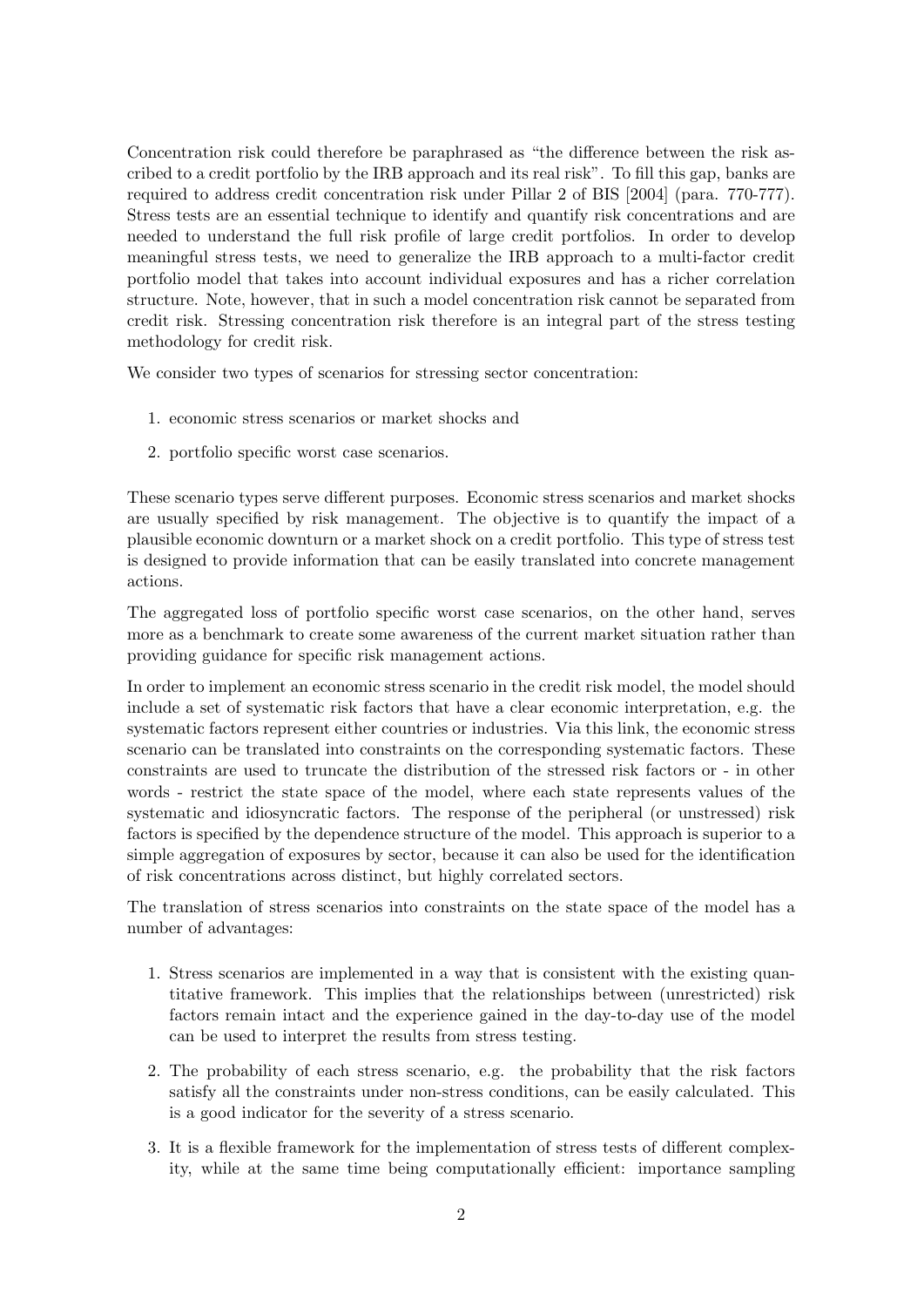Concentration risk could therefore be paraphrased as "the difference between the risk ascribed to a credit portfolio by the IRB approach and its real risk". To fill this gap, banks are required to address credit concentration risk under Pillar 2 of BIS [2004] (para. 770-777). Stress tests are an essential technique to identify and quantify risk concentrations and are needed to understand the full risk profile of large credit portfolios. In order to develop meaningful stress tests, we need to generalize the IRB approach to a multi-factor credit portfolio model that takes into account individual exposures and has a richer correlation structure. Note, however, that in such a model concentration risk cannot be separated from credit risk. Stressing concentration risk therefore is an integral part of the stress testing methodology for credit risk.

We consider two types of scenarios for stressing sector concentration:

1. economic stress scenarios or market shocks and
2. portfolio specific worst case scenarios.

These scenario types serve different purposes. Economic stress scenarios and market shocks are usually specified by risk management. The objective is to quantify the impact of a plausible economic downturn or a market shock on a credit portfolio. This type of stress test is designed to provide information that can be easily translated into concrete management actions.

The aggregated loss of portfolio specific worst case scenarios, on the other hand, serves more as a benchmark to create some awareness of the current market situation rather than providing guidance for specific risk management actions.

In order to implement an economic stress scenario in the credit risk model, the model should include a set of systematic risk factors that have a clear economic interpretation, e.g. the systematic factors represent either countries or industries. Via this link, the economic stress scenario can be translated into constraints on the corresponding systematic factors. These constraints are used to truncate the distribution of the stressed risk factors or - in other words - restrict the state space of the model, where each state represents values of the systematic and idiosyncratic factors. The response of the peripheral (or unstressed) risk factors is specified by the dependence structure of the model. This approach is superior to a simple aggregation of exposures by sector, because it can also be used for the identification of risk concentrations across distinct, but highly correlated sectors.

The translation of stress scenarios into constraints on the state space of the model has a number of advantages:

1. Stress scenarios are implemented in a way that is consistent with the existing quantitative framework. This implies that the relationships between (unrestricted) risk factors remain intact and the experience gained in the day-to-day use of the model can be used to interpret the results from stress testing.
2. The probability of each stress scenario, e.g. the probability that the risk factors satisfy all the constraints under non-stress conditions, can be easily calculated. This is a good indicator for the severity of a stress scenario.
3. It is a flexible framework for the implementation of stress tests of different complexity, while at the same time being computationally efficient: importance sampling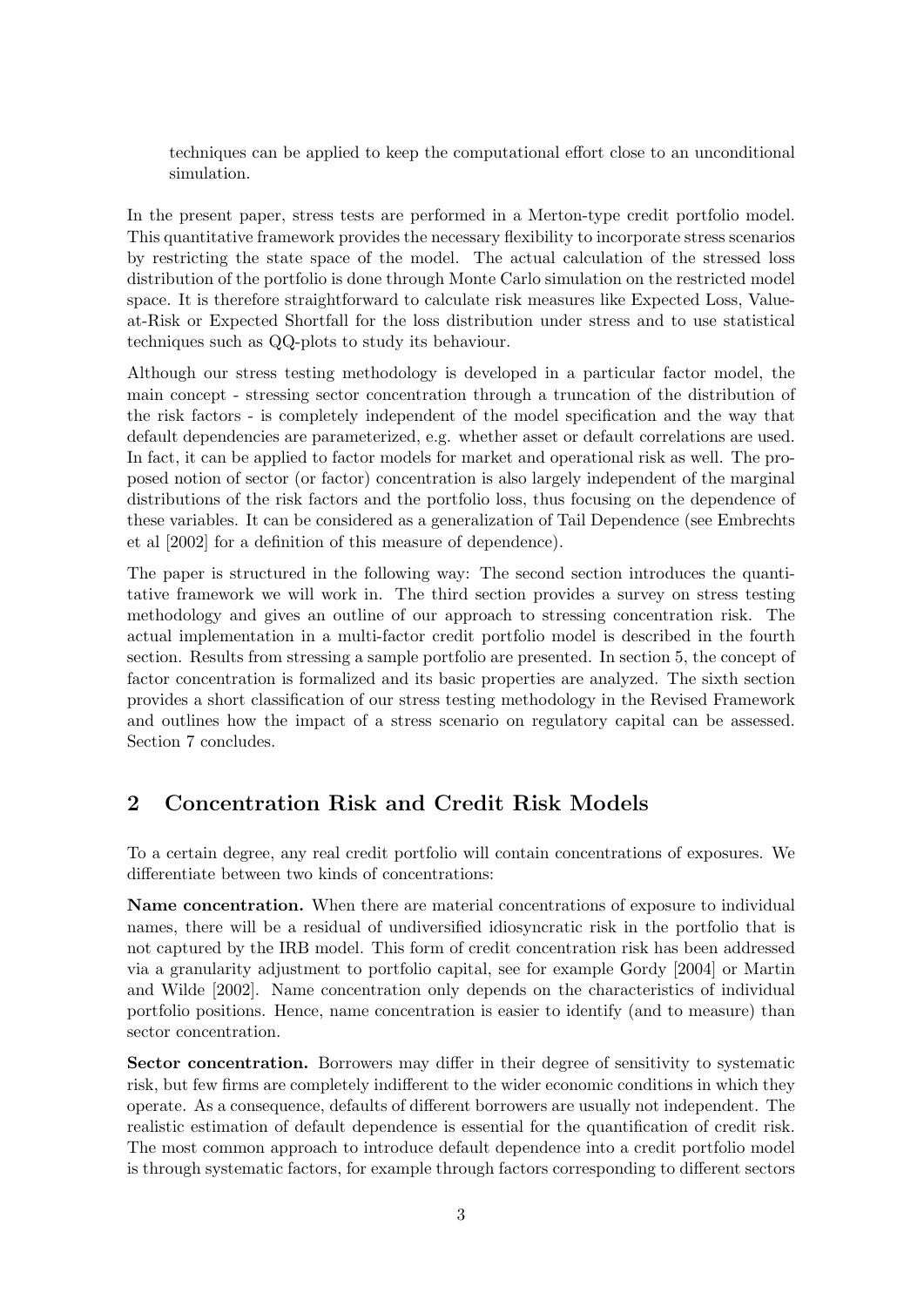techniques can be applied to keep the computational effort close to an unconditional simulation.

In the present paper, stress tests are performed in a Merton-type credit portfolio model. This quantitative framework provides the necessary flexibility to incorporate stress scenarios by restricting the state space of the model. The actual calculation of the stressed loss distribution of the portfolio is done through Monte Carlo simulation on the restricted model space. It is therefore straightforward to calculate risk measures like Expected Loss, Value-at-Risk or Expected Shortfall for the loss distribution under stress and to use statistical techniques such as QQ-plots to study its behaviour.

Although our stress testing methodology is developed in a particular factor model, the main concept - stressing sector concentration through a truncation of the distribution of the risk factors - is completely independent of the model specification and the way that default dependencies are parameterized, e.g. whether asset or default correlations are used. In fact, it can be applied to factor models for market and operational risk as well. The proposed notion of sector (or factor) concentration is also largely independent of the marginal distributions of the risk factors and the portfolio loss, thus focusing on the dependence of these variables. It can be considered as a generalization of Tail Dependence (see Embrechts et al [2002] for a definition of this measure of dependence).

The paper is structured in the following way: The second section introduces the quantitative framework we will work in. The third section provides a survey on stress testing methodology and gives an outline of our approach to stressing concentration risk. The actual implementation in a multi-factor credit portfolio model is described in the fourth section. Results from stressing a sample portfolio are presented. In section 5, the concept of factor concentration is formalized and its basic properties are analyzed. The sixth section provides a short classification of our stress testing methodology in the Revised Framework and outlines how the impact of a stress scenario on regulatory capital can be assessed. Section 7 concludes.

## 2 Concentration Risk and Credit Risk Models

To a certain degree, any real credit portfolio will contain concentrations of exposures. We differentiate between two kinds of concentrations:

**Name concentration.** When there are material concentrations of exposure to individual names, there will be a residual of undiversified idiosyncratic risk in the portfolio that is not captured by the IRB model. This form of credit concentration risk has been addressed via a granularity adjustment to portfolio capital, see for example Gordy [2004] or Martin and Wilde [2002]. Name concentration only depends on the characteristics of individual portfolio positions. Hence, name concentration is easier to identify (and to measure) than sector concentration.

**Sector concentration.** Borrowers may differ in their degree of sensitivity to systematic risk, but few firms are completely indifferent to the wider economic conditions in which they operate. As a consequence, defaults of different borrowers are usually not independent. The realistic estimation of default dependence is essential for the quantification of credit risk. The most common approach to introduce default dependence into a credit portfolio model is through systematic factors, for example through factors corresponding to different sectors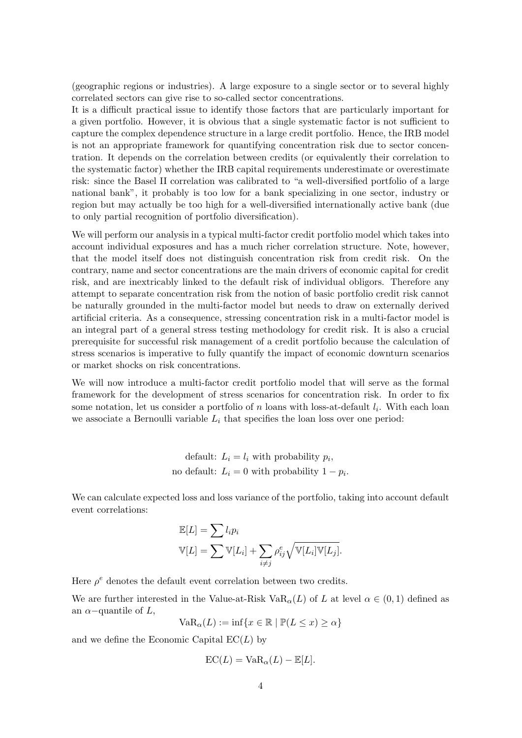(geographic regions or industries). A large exposure to a single sector or to several highly correlated sectors can give rise to so-called sector concentrations.

It is a difficult practical issue to identify those factors that are particularly important for a given portfolio. However, it is obvious that a single systematic factor is not sufficient to capture the complex dependence structure in a large credit portfolio. Hence, the IRB model is not an appropriate framework for quantifying concentration risk due to sector concentration. It depends on the correlation between credits (or equivalently their correlation to the systematic factor) whether the IRB capital requirements underestimate or overestimate risk: since the Basel II correlation was calibrated to "a well-diversified portfolio of a large national bank", it probably is too low for a bank specializing in one sector, industry or region but may actually be too high for a well-diversified internationally active bank (due to only partial recognition of portfolio diversification).

We will perform our analysis in a typical multi-factor credit portfolio model which takes into account individual exposures and has a much richer correlation structure. Note, however, that the model itself does not distinguish concentration risk from credit risk. On the contrary, name and sector concentrations are the main drivers of economic capital for credit risk, and are inextricably linked to the default risk of individual obligors. Therefore any attempt to separate concentration risk from the notion of basic portfolio credit risk cannot be naturally grounded in the multi-factor model but needs to draw on externally derived artificial criteria. As a consequence, stressing concentration risk in a multi-factor model is an integral part of a general stress testing methodology for credit risk. It is also a crucial prerequisite for successful risk management of a credit portfolio because the calculation of stress scenarios is imperative to fully quantify the impact of economic downturn scenarios or market shocks on risk concentrations.

We will now introduce a multi-factor credit portfolio model that will serve as the formal framework for the development of stress scenarios for concentration risk. In order to fix some notation, let us consider a portfolio of $n$ loans with loss-at-default $l_i$. With each loan we associate a Bernoulli variable $L_i$ that specifies the loan loss over one period:

$$\text{default: } L_i = l_i \text{ with probability } p_i,$$
$$\text{no default: } L_i = 0 \text{ with probability } 1 - p_i.$$

We can calculate expected loss and loss variance of the portfolio, taking into account default event correlations:

$$\mathbb{E}[L] = \sum l_i p_i$$
$$\mathbb{V}[L] = \sum \mathbb{V}[L_i] + \sum_{i \neq j} \rho^e_{ij} \sqrt{\mathbb{V}[L_i]\mathbb{V}[L_j]}.$$

Here $\rho^e$ denotes the default event correlation between two credits.

We are further interested in the Value-at-Risk $\mathrm{VaR}_\alpha(L)$ of $L$ at level $\alpha \in (0,1)$ defined as an $\alpha-$quantile of $L$,

$$\mathrm{VaR}_\alpha(L) := \inf\{x \in \mathbb{R} \mid \mathbb{P}(L \leq x) \geq \alpha\}$$

and we define the Economic Capital $\mathrm{EC}(L)$ by

$$\mathrm{EC}(L) = \mathrm{VaR}_\alpha(L) - \mathbb{E}[L].$$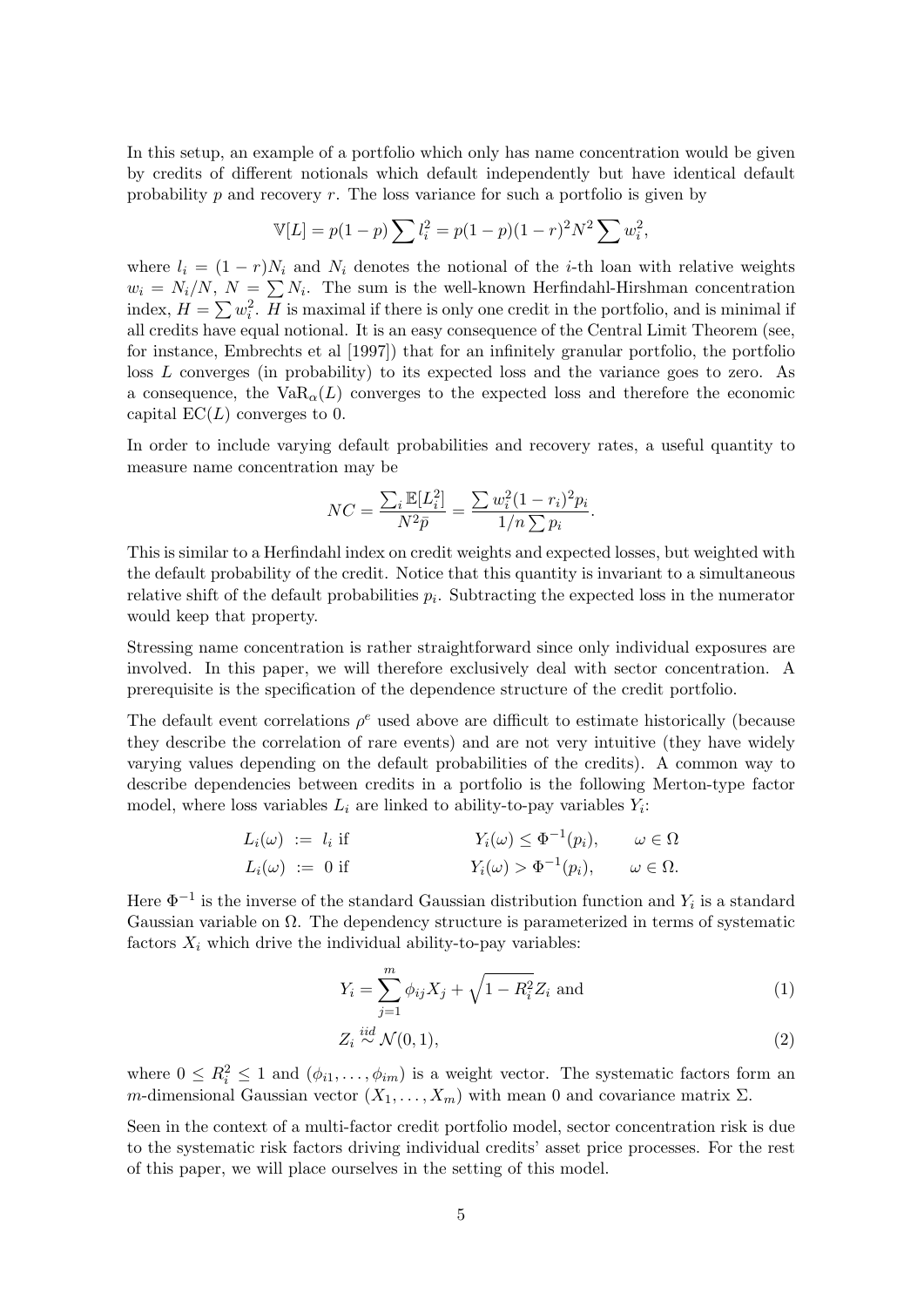In this setup, an example of a portfolio which only has name concentration would be given by credits of different notionals which default independently but have identical default probability $p$ and recovery $r$. The loss variance for such a portfolio is given by

$$\mathbb{V}[L] = p(1-p)\sum l_i^2 = p(1-p)(1-r)^2 N^2 \sum w_i^2,$$

where $l_i = (1-r)N_i$ and $N_i$ denotes the notional of the $i$-th loan with relative weights $w_i = N_i/N$, $N = \sum N_i$. The sum is the well-known Herfindahl-Hirshman concentration index, $H = \sum w_i^2$. $H$ is maximal if there is only one credit in the portfolio, and is minimal if all credits have equal notional. It is an easy consequence of the Central Limit Theorem (see, for instance, Embrechts et al [1997]) that for an infinitely granular portfolio, the portfolio loss $L$ converges (in probability) to its expected loss and the variance goes to zero. As a consequence, the $\mathrm{VaR}_\alpha(L)$ converges to the expected loss and therefore the economic capital $\mathrm{EC}(L)$ converges to 0.

In order to include varying default probabilities and recovery rates, a useful quantity to measure name concentration may be

$$NC = \frac{\sum_i \mathbb{E}[L_i^2]}{N^2 \bar{p}} = \frac{\sum w_i^2 (1-r_i)^2 p_i}{1/n \sum p_i}.$$

This is similar to a Herfindahl index on credit weights and expected losses, but weighted with the default probability of the credit. Notice that this quantity is invariant to a simultaneous relative shift of the default probabilities $p_i$. Subtracting the expected loss in the numerator would keep that property.

Stressing name concentration is rather straightforward since only individual exposures are involved. In this paper, we will therefore exclusively deal with sector concentration. A prerequisite is the specification of the dependence structure of the credit portfolio.

The default event correlations $\rho^e$ used above are difficult to estimate historically (because they describe the correlation of rare events) and are not very intuitive (they have widely varying values depending on the default probabilities of the credits). A common way to describe dependencies between credits in a portfolio is the following Merton-type factor model, where loss variables $L_i$ are linked to ability-to-pay variables $Y_i$:

$$\begin{aligned} L_i(\omega) &:= l_i \text{ if} \qquad Y_i(\omega) \leq \Phi^{-1}(p_i), \qquad \omega \in \Omega \\ L_i(\omega) &:= 0 \text{ if} \qquad Y_i(\omega) > \Phi^{-1}(p_i), \qquad \omega \in \Omega. \end{aligned}$$

Here $\Phi^{-1}$ is the inverse of the standard Gaussian distribution function and $Y_i$ is a standard Gaussian variable on $\Omega$. The dependency structure is parameterized in terms of systematic factors $X_i$ which drive the individual ability-to-pay variables:

$$Y_i = \sum_{j=1}^{m} \phi_{ij} X_j + \sqrt{1 - R_i^2} Z_i \text{ and} \tag{1}$$

$$Z_i \overset{iid}{\sim} \mathcal{N}(0,1), \tag{2}$$

where $0 \leq R_i^2 \leq 1$ and $(\phi_{i1}, \ldots, \phi_{im})$ is a weight vector. The systematic factors form an $m$-dimensional Gaussian vector $(X_1, \ldots, X_m)$ with mean 0 and covariance matrix $\Sigma$.

Seen in the context of a multi-factor credit portfolio model, sector concentration risk is due to the systematic risk factors driving individual credits' asset price processes. For the rest of this paper, we will place ourselves in the setting of this model.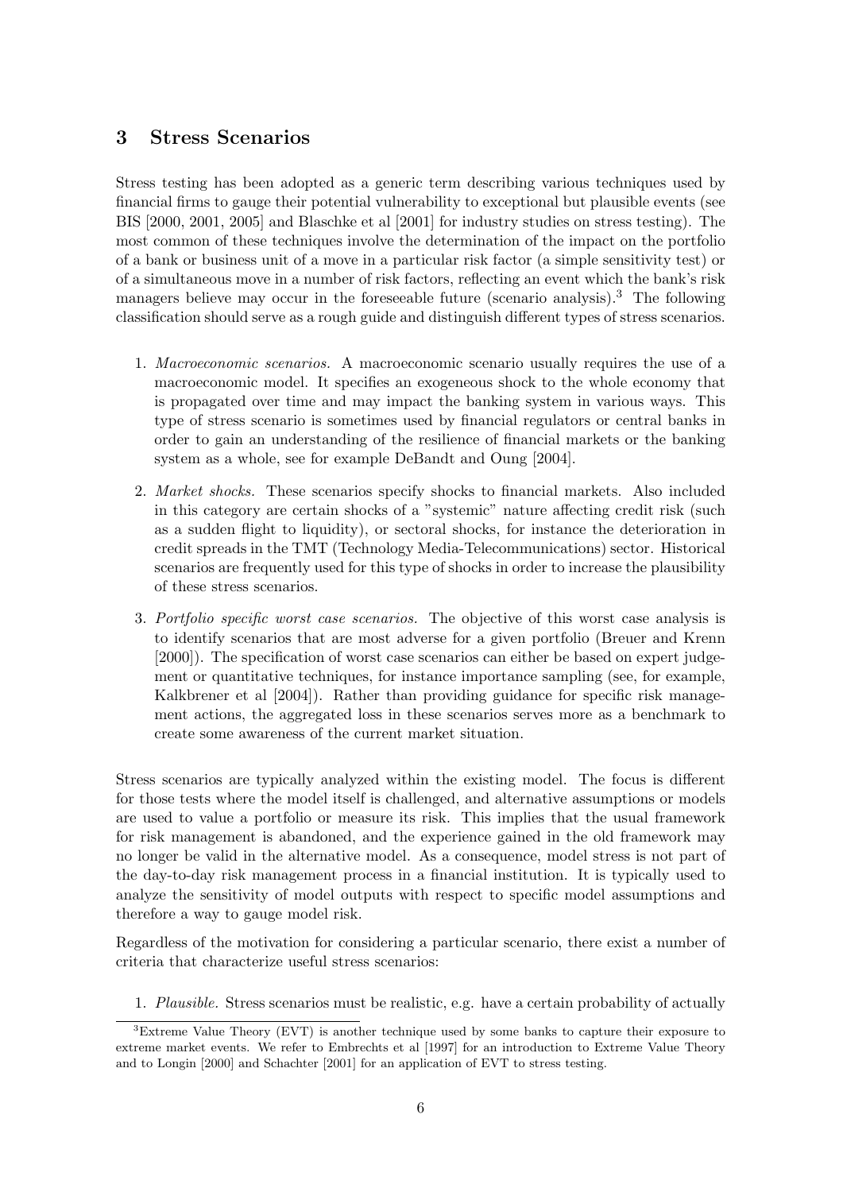## 3 Stress Scenarios

Stress testing has been adopted as a generic term describing various techniques used by financial firms to gauge their potential vulnerability to exceptional but plausible events (see BIS [2000, 2001, 2005] and Blaschke et al [2001] for industry studies on stress testing). The most common of these techniques involve the determination of the impact on the portfolio of a bank or business unit of a move in a particular risk factor (a simple sensitivity test) or of a simultaneous move in a number of risk factors, reflecting an event which the bank's risk managers believe may occur in the foreseeable future (scenario analysis).[3] The following classification should serve as a rough guide and distinguish different types of stress scenarios.

1. *Macroeconomic scenarios.* A macroeconomic scenario usually requires the use of a macroeconomic model. It specifies an exogeneous shock to the whole economy that is propagated over time and may impact the banking system in various ways. This type of stress scenario is sometimes used by financial regulators or central banks in order to gain an understanding of the resilience of financial markets or the banking system as a whole, see for example DeBandt and Oung [2004].

2. *Market shocks.* These scenarios specify shocks to financial markets. Also included in this category are certain shocks of a "systemic" nature affecting credit risk (such as a sudden flight to liquidity), or sectoral shocks, for instance the deterioration in credit spreads in the TMT (Technology Media-Telecommunications) sector. Historical scenarios are frequently used for this type of shocks in order to increase the plausibility of these stress scenarios.

3. *Portfolio specific worst case scenarios.* The objective of this worst case analysis is to identify scenarios that are most adverse for a given portfolio (Breuer and Krenn [2000]). The specification of worst case scenarios can either be based on expert judgement or quantitative techniques, for instance importance sampling (see, for example, Kalkbrener et al [2004]). Rather than providing guidance for specific risk management actions, the aggregated loss in these scenarios serves more as a benchmark to create some awareness of the current market situation.

Stress scenarios are typically analyzed within the existing model. The focus is different for those tests where the model itself is challenged, and alternative assumptions or models are used to value a portfolio or measure its risk. This implies that the usual framework for risk management is abandoned, and the experience gained in the old framework may no longer be valid in the alternative model. As a consequence, model stress is not part of the day-to-day risk management process in a financial institution. It is typically used to analyze the sensitivity of model outputs with respect to specific model assumptions and therefore a way to gauge model risk.

Regardless of the motivation for considering a particular scenario, there exist a number of criteria that characterize useful stress scenarios:

1. *Plausible.* Stress scenarios must be realistic, e.g. have a certain probability of actually

[3] Extreme Value Theory (EVT) is another technique used by some banks to capture their exposure to extreme market events. We refer to Embrechts et al [1997] for an introduction to Extreme Value Theory and to Longin [2000] and Schachter [2001] for an application of EVT to stress testing.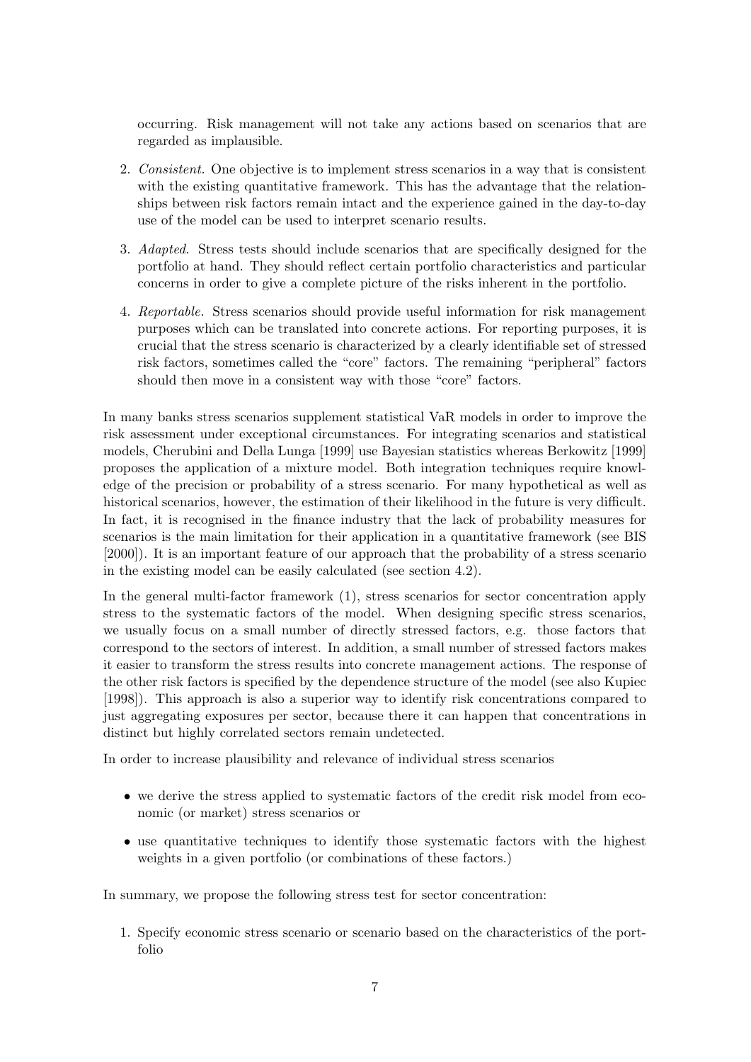occurring. Risk management will not take any actions based on scenarios that are regarded as implausible.

2. *Consistent.* One objective is to implement stress scenarios in a way that is consistent with the existing quantitative framework. This has the advantage that the relationships between risk factors remain intact and the experience gained in the day-to-day use of the model can be used to interpret scenario results.

3. *Adapted.* Stress tests should include scenarios that are specifically designed for the portfolio at hand. They should reflect certain portfolio characteristics and particular concerns in order to give a complete picture of the risks inherent in the portfolio.

4. *Reportable.* Stress scenarios should provide useful information for risk management purposes which can be translated into concrete actions. For reporting purposes, it is crucial that the stress scenario is characterized by a clearly identifiable set of stressed risk factors, sometimes called the "core" factors. The remaining "peripheral" factors should then move in a consistent way with those "core" factors.

In many banks stress scenarios supplement statistical VaR models in order to improve the risk assessment under exceptional circumstances. For integrating scenarios and statistical models, Cherubini and Della Lunga [1999] use Bayesian statistics whereas Berkowitz [1999] proposes the application of a mixture model. Both integration techniques require knowledge of the precision or probability of a stress scenario. For many hypothetical as well as historical scenarios, however, the estimation of their likelihood in the future is very difficult. In fact, it is recognised in the finance industry that the lack of probability measures for scenarios is the main limitation for their application in a quantitative framework (see BIS [2000]). It is an important feature of our approach that the probability of a stress scenario in the existing model can be easily calculated (see section 4.2).

In the general multi-factor framework (1), stress scenarios for sector concentration apply stress to the systematic factors of the model. When designing specific stress scenarios, we usually focus on a small number of directly stressed factors, e.g. those factors that correspond to the sectors of interest. In addition, a small number of stressed factors makes it easier to transform the stress results into concrete management actions. The response of the other risk factors is specified by the dependence structure of the model (see also Kupiec [1998]). This approach is also a superior way to identify risk concentrations compared to just aggregating exposures per sector, because there it can happen that concentrations in distinct but highly correlated sectors remain undetected.

In order to increase plausibility and relevance of individual stress scenarios

- we derive the stress applied to systematic factors of the credit risk model from economic (or market) stress scenarios or
- use quantitative techniques to identify those systematic factors with the highest weights in a given portfolio (or combinations of these factors.)

In summary, we propose the following stress test for sector concentration:

1. Specify economic stress scenario or scenario based on the characteristics of the portfolio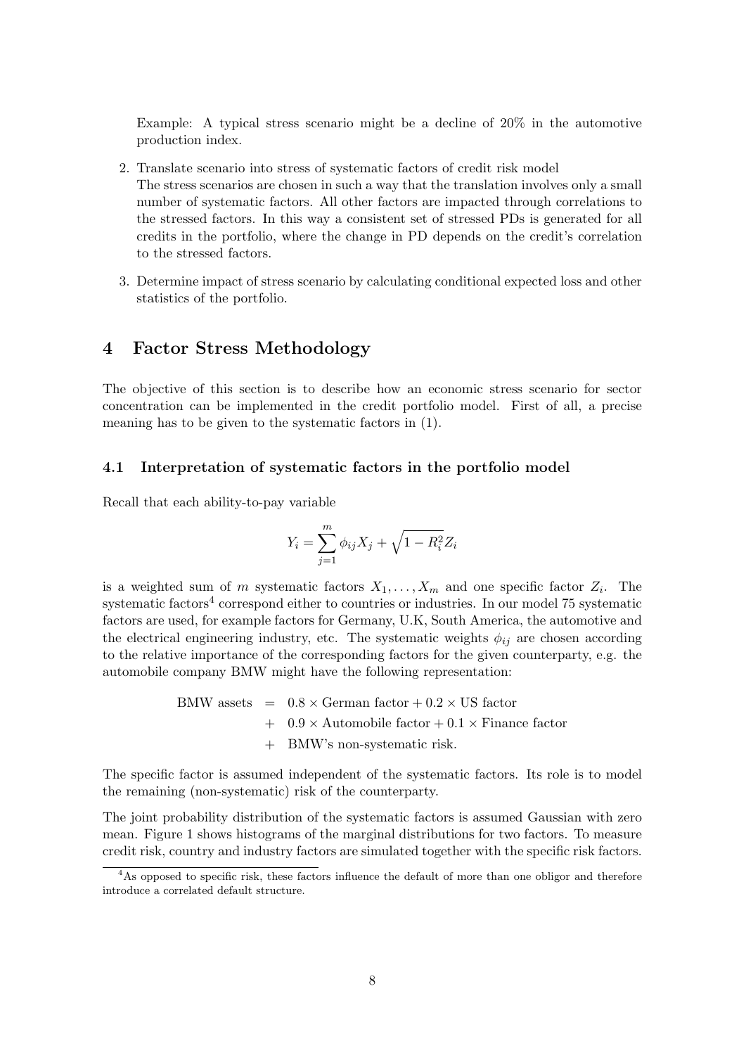Example: A typical stress scenario might be a decline of 20% in the automotive production index.

2. Translate scenario into stress of systematic factors of credit risk model
   The stress scenarios are chosen in such a way that the translation involves only a small number of systematic factors. All other factors are impacted through correlations to the stressed factors. In this way a consistent set of stressed PDs is generated for all credits in the portfolio, where the change in PD depends on the credit's correlation to the stressed factors.

3. Determine impact of stress scenario by calculating conditional expected loss and other statistics of the portfolio.

## 4 Factor Stress Methodology

The objective of this section is to describe how an economic stress scenario for sector concentration can be implemented in the credit portfolio model. First of all, a precise meaning has to be given to the systematic factors in (1).

### 4.1 Interpretation of systematic factors in the portfolio model

Recall that each ability-to-pay variable

$$Y_i = \sum_{j=1}^{m} \phi_{ij} X_j + \sqrt{1 - R_i^2} Z_i$$

is a weighted sum of $m$ systematic factors $X_1, \ldots, X_m$ and one specific factor $Z_i$. The systematic factors[4] correspond either to countries or industries. In our model 75 systematic factors are used, for example factors for Germany, U.K, South America, the automotive and the electrical engineering industry, etc. The systematic weights $\phi_{ij}$ are chosen according to the relative importance of the corresponding factors for the given counterparty, e.g. the automobile company BMW might have the following representation:

$$\begin{aligned}
\text{BMW assets} &= 0.8 \times \text{German factor} + 0.2 \times \text{US factor} \\
&+ 0.9 \times \text{Automobile factor} + 0.1 \times \text{Finance factor} \\
&+ \text{BMW's non-systematic risk.}
\end{aligned}$$

The specific factor is assumed independent of the systematic factors. Its role is to model the remaining (non-systematic) risk of the counterparty.

The joint probability distribution of the systematic factors is assumed Gaussian with zero mean. Figure 1 shows histograms of the marginal distributions for two factors. To measure credit risk, country and industry factors are simulated together with the specific risk factors.

[4] As opposed to specific risk, these factors influence the default of more than one obligor and therefore introduce a correlated default structure.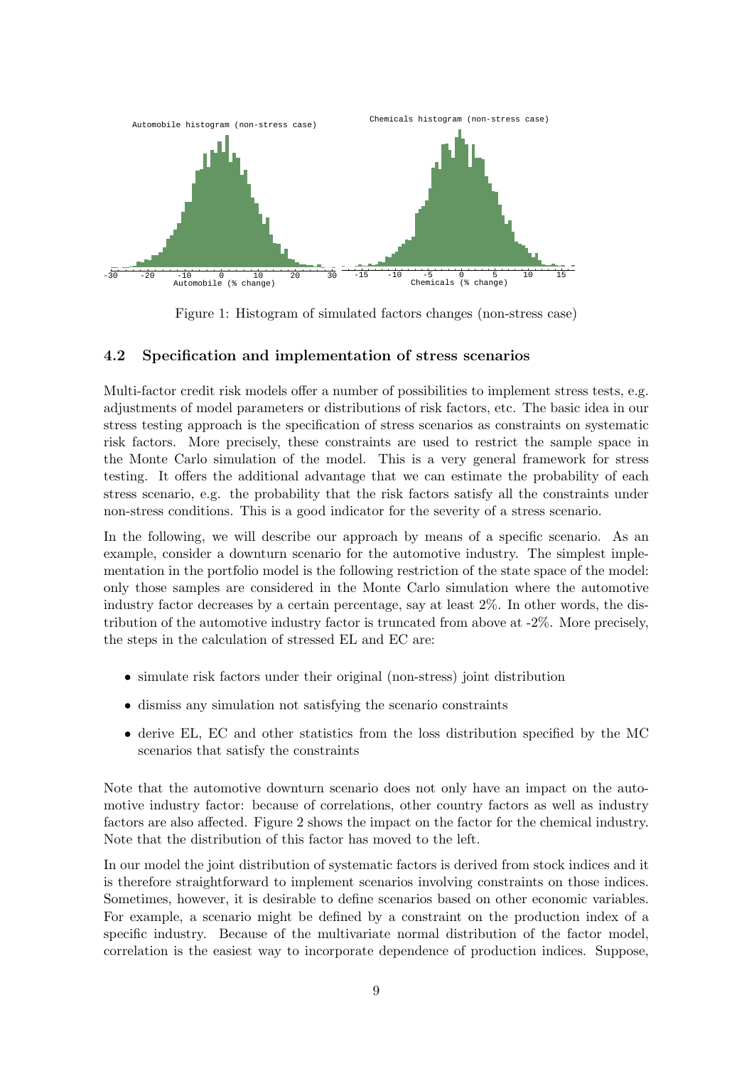Figure 1: Histogram of simulated factors changes (non-stress case)

### 4.2 Specification and implementation of stress scenarios

Multi-factor credit risk models offer a number of possibilities to implement stress tests, e.g. adjustments of model parameters or distributions of risk factors, etc. The basic idea in our stress testing approach is the specification of stress scenarios as constraints on systematic risk factors. More precisely, these constraints are used to restrict the sample space in the Monte Carlo simulation of the model. This is a very general framework for stress testing. It offers the additional advantage that we can estimate the probability of each stress scenario, e.g. the probability that the risk factors satisfy all the constraints under non-stress conditions. This is a good indicator for the severity of a stress scenario.

In the following, we will describe our approach by means of a specific scenario. As an example, consider a downturn scenario for the automotive industry. The simplest implementation in the portfolio model is the following restriction of the state space of the model: only those samples are considered in the Monte Carlo simulation where the automotive industry factor decreases by a certain percentage, say at least 2%. In other words, the distribution of the automotive industry factor is truncated from above at -2%. More precisely, the steps in the calculation of stressed EL and EC are:

- simulate risk factors under their original (non-stress) joint distribution
- dismiss any simulation not satisfying the scenario constraints
- derive EL, EC and other statistics from the loss distribution specified by the MC scenarios that satisfy the constraints

Note that the automotive downturn scenario does not only have an impact on the automotive industry factor: because of correlations, other country factors as well as industry factors are also affected. Figure 2 shows the impact on the factor for the chemical industry. Note that the distribution of this factor has moved to the left.

In our model the joint distribution of systematic factors is derived from stock indices and it is therefore straightforward to implement scenarios involving constraints on those indices. Sometimes, however, it is desirable to define scenarios based on other economic variables. For example, a scenario might be defined by a constraint on the production index of a specific industry. Because of the multivariate normal distribution of the factor model, correlation is the easiest way to incorporate dependence of production indices. Suppose,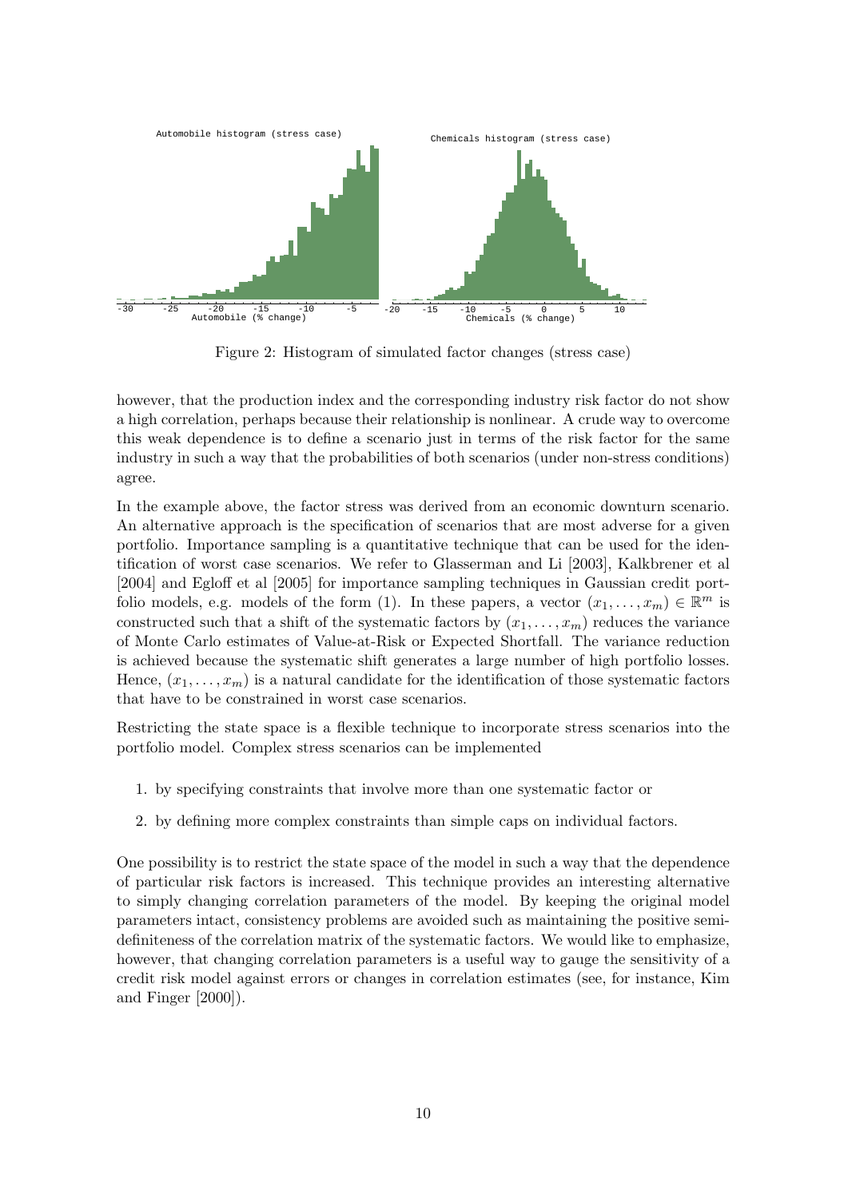Figure 2: Histogram of simulated factor changes (stress case)

however, that the production index and the corresponding industry risk factor do not show a high correlation, perhaps because their relationship is nonlinear. A crude way to overcome this weak dependence is to define a scenario just in terms of the risk factor for the same industry in such a way that the probabilities of both scenarios (under non-stress conditions) agree.

In the example above, the factor stress was derived from an economic downturn scenario. An alternative approach is the specification of scenarios that are most adverse for a given portfolio. Importance sampling is a quantitative technique that can be used for the identification of worst case scenarios. We refer to Glasserman and Li [2003], Kalkbrener et al [2004] and Egloff et al [2005] for importance sampling techniques in Gaussian credit portfolio models, e.g. models of the form (1). In these papers, a vector $(x_1, \ldots, x_m) \in \mathbb{R}^m$ is constructed such that a shift of the systematic factors by $(x_1, \ldots, x_m)$ reduces the variance of Monte Carlo estimates of Value-at-Risk or Expected Shortfall. The variance reduction is achieved because the systematic shift generates a large number of high portfolio losses. Hence, $(x_1, \ldots, x_m)$ is a natural candidate for the identification of those systematic factors that have to be constrained in worst case scenarios.

Restricting the state space is a flexible technique to incorporate stress scenarios into the portfolio model. Complex stress scenarios can be implemented

1. by specifying constraints that involve more than one systematic factor or
2. by defining more complex constraints than simple caps on individual factors.

One possibility is to restrict the state space of the model in such a way that the dependence of particular risk factors is increased. This technique provides an interesting alternative to simply changing correlation parameters of the model. By keeping the original model parameters intact, consistency problems are avoided such as maintaining the positive semi-definiteness of the correlation matrix of the systematic factors. We would like to emphasize, however, that changing correlation parameters is a useful way to gauge the sensitivity of a credit risk model against errors or changes in correlation estimates (see, for instance, Kim and Finger [2000]).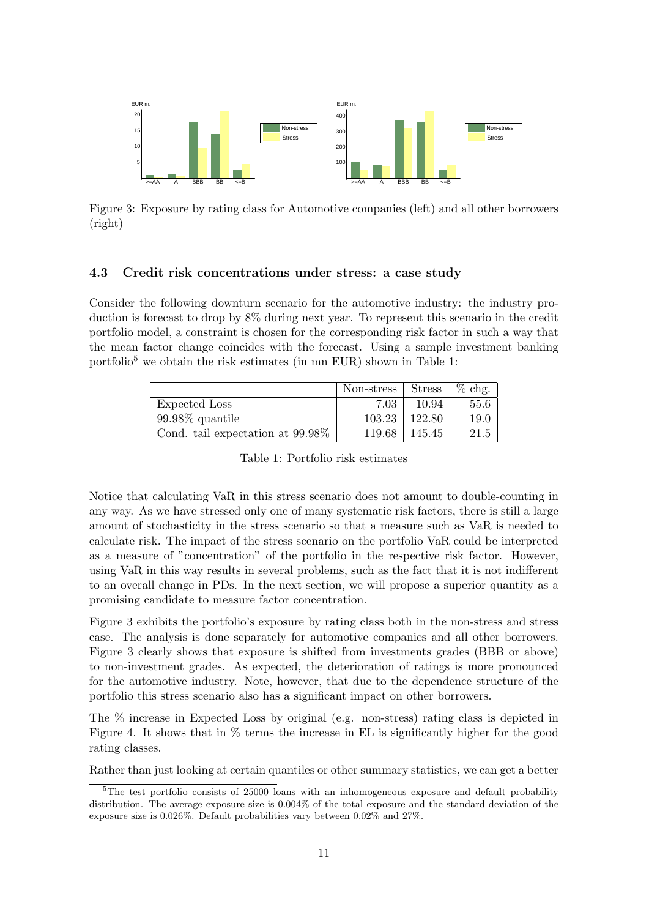Figure 3: Exposure by rating class for Automotive companies (left) and all other borrowers (right)

### 4.3 Credit risk concentrations under stress: a case study

Consider the following downturn scenario for the automotive industry: the industry production is forecast to drop by 8% during next year. To represent this scenario in the credit portfolio model, a constraint is chosen for the corresponding risk factor in such a way that the mean factor change coincides with the forecast. Using a sample investment banking portfolio[5] we obtain the risk estimates (in mn EUR) shown in Table 1:

| | Non-stress | Stress | % chg. |
|---|---|---|---|
| Expected Loss | 7.03 | 10.94 | 55.6 |
| 99.98% quantile | 103.23 | 122.80 | 19.0 |
| Cond. tail expectation at 99.98% | 119.68 | 145.45 | 21.5 |

Table 1: Portfolio risk estimates

Notice that calculating VaR in this stress scenario does not amount to double-counting in any way. As we have stressed only one of many systematic risk factors, there is still a large amount of stochasticity in the stress scenario so that a measure such as VaR is needed to calculate risk. The impact of the stress scenario on the portfolio VaR could be interpreted as a measure of "concentration" of the portfolio in the respective risk factor. However, using VaR in this way results in several problems, such as the fact that it is not indifferent to an overall change in PDs. In the next section, we will propose a superior quantity as a promising candidate to measure factor concentration.

Figure 3 exhibits the portfolio's exposure by rating class both in the non-stress and stress case. The analysis is done separately for automotive companies and all other borrowers. Figure 3 clearly shows that exposure is shifted from investments grades (BBB or above) to non-investment grades. As expected, the deterioration of ratings is more pronounced for the automotive industry. Note, however, that due to the dependence structure of the portfolio this stress scenario also has a significant impact on other borrowers.

The % increase in Expected Loss by original (e.g. non-stress) rating class is depicted in Figure 4. It shows that in % terms the increase in EL is significantly higher for the good rating classes.

Rather than just looking at certain quantiles or other summary statistics, we can get a better

[5] The test portfolio consists of 25000 loans with an inhomogeneous exposure and default probability distribution. The average exposure size is 0.004% of the total exposure and the standard deviation of the exposure size is 0.026%. Default probabilities vary between 0.02% and 27%.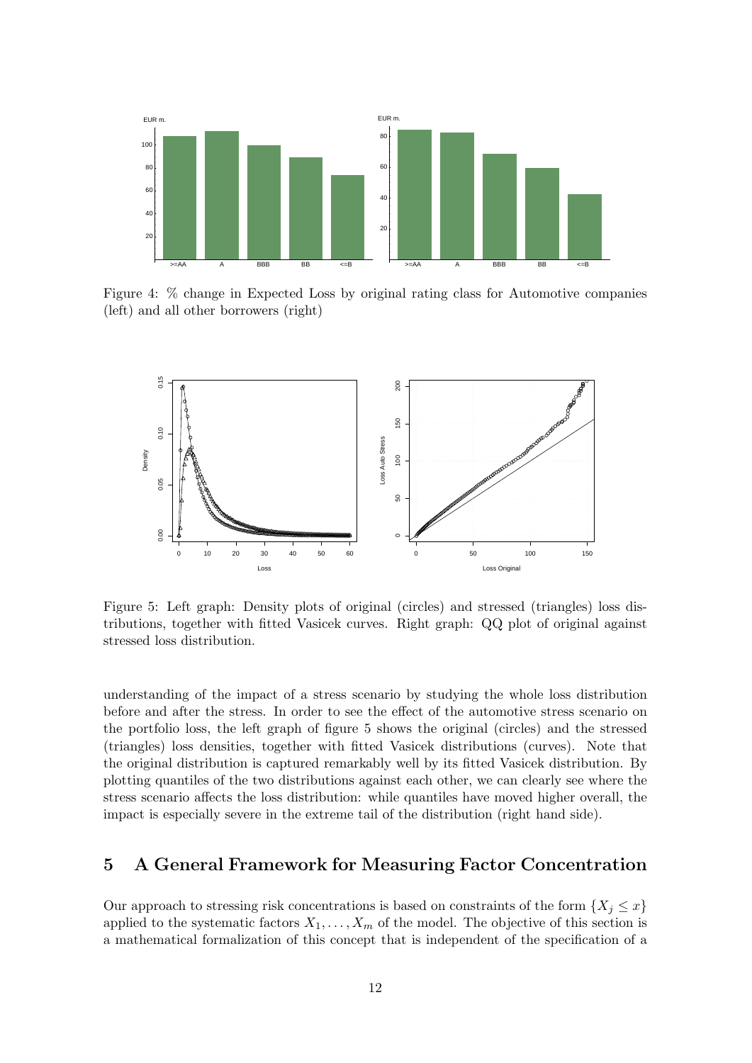Figure 4: % change in Expected Loss by original rating class for Automotive companies (left) and all other borrowers (right)

Figure 5: Left graph: Density plots of original (circles) and stressed (triangles) loss distributions, together with fitted Vasicek curves. Right graph: QQ plot of original against stressed loss distribution.

understanding of the impact of a stress scenario by studying the whole loss distribution before and after the stress. In order to see the effect of the automotive stress scenario on the portfolio loss, the left graph of figure 5 shows the original (circles) and the stressed (triangles) loss densities, together with fitted Vasicek distributions (curves). Note that the original distribution is captured remarkably well by its fitted Vasicek distribution. By plotting quantiles of the two distributions against each other, we can clearly see where the stress scenario affects the loss distribution: while quantiles have moved higher overall, the impact is especially severe in the extreme tail of the distribution (right hand side).

## 5 A General Framework for Measuring Factor Concentration

Our approach to stressing risk concentrations is based on constraints of the form $\{X_j \leq x\}$ applied to the systematic factors $X_1, \ldots, X_m$ of the model. The objective of this section is a mathematical formalization of this concept that is independent of the specification of a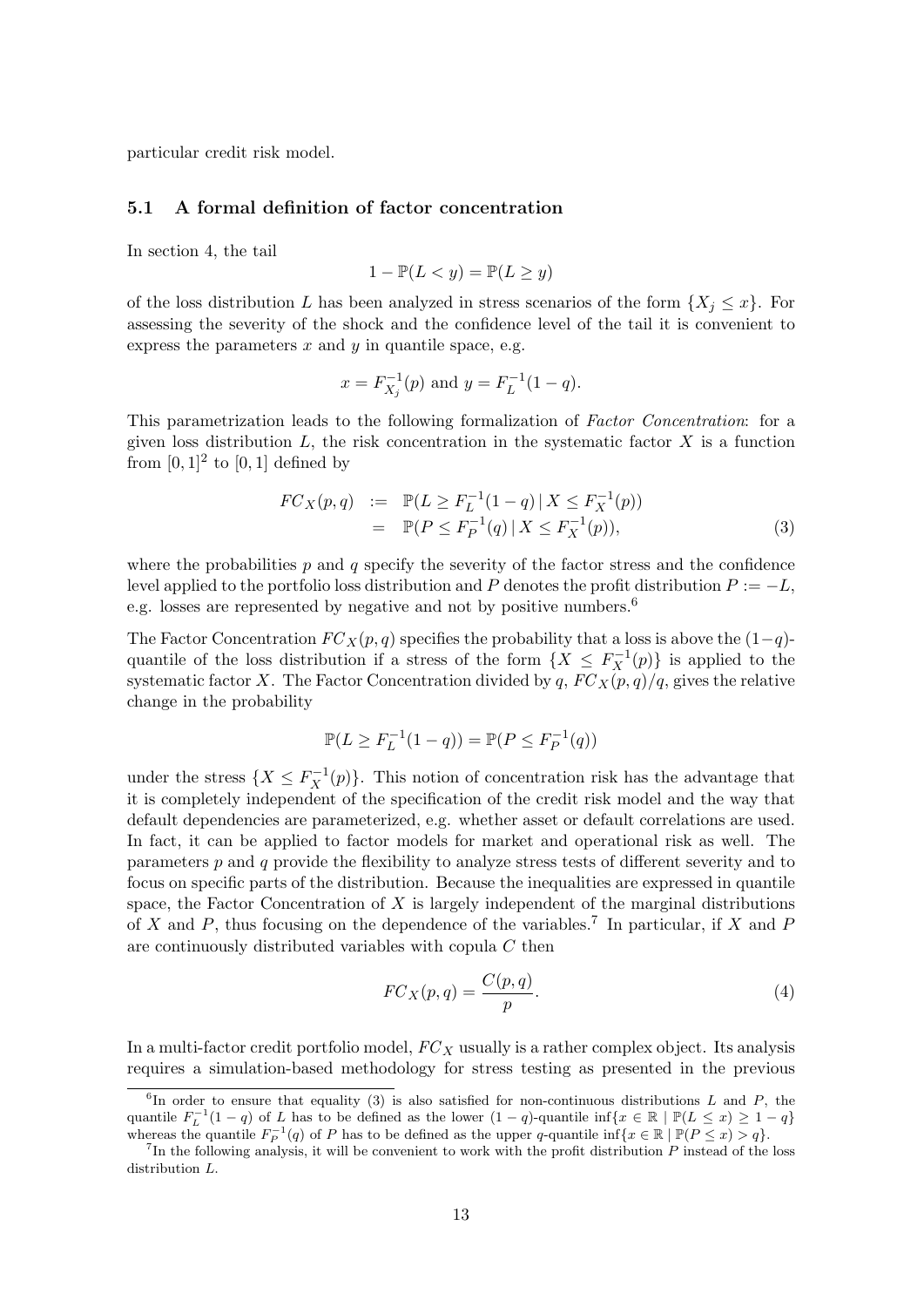particular credit risk model.

### 5.1 A formal definition of factor concentration

In section 4, the tail

$$1 - \mathbb{P}(L < y) = \mathbb{P}(L \geq y)$$

of the loss distribution $L$ has been analyzed in stress scenarios of the form $\{X_j \leq x\}$. For assessing the severity of the shock and the confidence level of the tail it is convenient to express the parameters $x$ and $y$ in quantile space, e.g.

$$x = F_{X_j}^{-1}(p) \text{ and } y = F_L^{-1}(1-q).$$

This parametrization leads to the following formalization of *Factor Concentration*: for a given loss distribution $L$, the risk concentration in the systematic factor $X$ is a function from $[0,1]^2$ to $[0,1]$ defined by

$$\begin{aligned} FC_X(p,q) &:= \mathbb{P}(L \geq F_L^{-1}(1-q) \,|\, X \leq F_X^{-1}(p)) \\ &= \mathbb{P}(P \leq F_P^{-1}(q) \,|\, X \leq F_X^{-1}(p)), \end{aligned} \tag{3}$$

where the probabilities $p$ and $q$ specify the severity of the factor stress and the confidence level applied to the portfolio loss distribution and $P$ denotes the profit distribution $P := -L$, e.g. losses are represented by negative and not by positive numbers.[6]

The Factor Concentration $FC_X(p,q)$ specifies the probability that a loss is above the $(1-q)$-quantile of the loss distribution if a stress of the form $\{X \leq F_X^{-1}(p)\}$ is applied to the systematic factor $X$. The Factor Concentration divided by $q$, $FC_X(p,q)/q$, gives the relative change in the probability

$$\mathbb{P}(L \geq F_L^{-1}(1-q)) = \mathbb{P}(P \leq F_P^{-1}(q))$$

under the stress $\{X \leq F_X^{-1}(p)\}$. This notion of concentration risk has the advantage that it is completely independent of the specification of the credit risk model and the way that default dependencies are parameterized, e.g. whether asset or default correlations are used. In fact, it can be applied to factor models for market and operational risk as well. The parameters $p$ and $q$ provide the flexibility to analyze stress tests of different severity and to focus on specific parts of the distribution. Because the inequalities are expressed in quantile space, the Factor Concentration of $X$ is largely independent of the marginal distributions of $X$ and $P$, thus focusing on the dependence of the variables.[7] In particular, if $X$ and $P$ are continuously distributed variables with copula $C$ then

$$FC_X(p,q) = \frac{C(p,q)}{p}. \tag{4}$$

In a multi-factor credit portfolio model, $FC_X$ usually is a rather complex object. Its analysis requires a simulation-based methodology for stress testing as presented in the previous

---

[6] In order to ensure that equality (3) is also satisfied for non-continuous distributions $L$ and $P$, the quantile $F_L^{-1}(1-q)$ of $L$ has to be defined as the lower $(1-q)$-quantile $\inf\{x \in \mathbb{R} \mid \mathbb{P}(L \leq x) \geq 1-q\}$ whereas the quantile $F_P^{-1}(q)$ of $P$ has to be defined as the upper $q$-quantile $\inf\{x \in \mathbb{R} \mid \mathbb{P}(P \leq x) > q\}$.

[7] In the following analysis, it will be convenient to work with the profit distribution $P$ instead of the loss distribution $L$.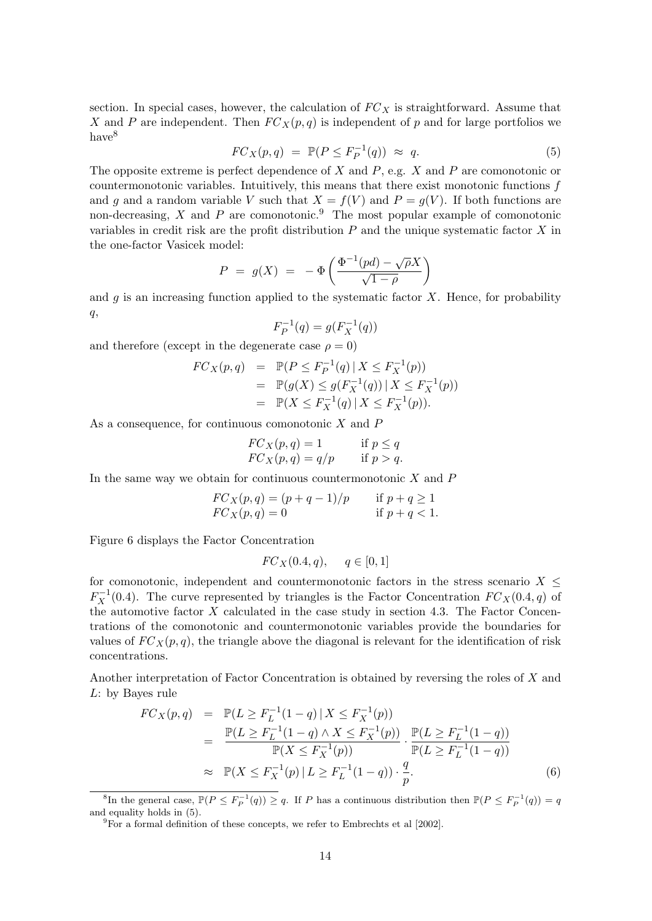section. In special cases, however, the calculation of $FC_X$ is straightforward. Assume that $X$ and $P$ are independent. Then $FC_X(p,q)$ is independent of $p$ and for large portfolios we have[8]

$$FC_X(p,q) \;=\; \mathbb{P}(P \le F_P^{-1}(q)) \;\approx\; q. \tag{5}$$

The opposite extreme is perfect dependence of $X$ and $P$, e.g. $X$ and $P$ are comonotonic or countermonotonic variables. Intuitively, this means that there exist monotonic functions $f$ and $g$ and a random variable $V$ such that $X = f(V)$ and $P = g(V)$. If both functions are non-decreasing, $X$ and $P$ are comonotonic.[9] The most popular example of comonotonic variables in credit risk are the profit distribution $P$ and the unique systematic factor $X$ in the one-factor Vasicek model:

$$P \;=\; g(X) \;=\; -\,\Phi\left(\frac{\Phi^{-1}(pd) - \sqrt{\rho}X}{\sqrt{1-\rho}}\right)$$

and $g$ is an increasing function applied to the systematic factor $X$. Hence, for probability $q$,

$$F_P^{-1}(q) = g(F_X^{-1}(q))$$

and therefore (except in the degenerate case $\rho = 0$)

$$\begin{aligned}
FC_X(p,q) &= \mathbb{P}(P \le F_P^{-1}(q) \,|\, X \le F_X^{-1}(p)) \\
&= \mathbb{P}(g(X) \le g(F_X^{-1}(q)) \,|\, X \le F_X^{-1}(p)) \\
&= \mathbb{P}(X \le F_X^{-1}(q) \,|\, X \le F_X^{-1}(p)).
\end{aligned}$$

As a consequence, for continuous comonotonic $X$ and $P$

$$\begin{aligned}
&FC_X(p,q) = 1 && \text{if } p \le q \\
&FC_X(p,q) = q/p && \text{if } p > q.
\end{aligned}$$

In the same way we obtain for continuous countermonotonic $X$ and $P$

$$\begin{aligned}
&FC_X(p,q) = (p+q-1)/p && \text{if } p+q \ge 1 \\
&FC_X(p,q) = 0 && \text{if } p+q < 1.
\end{aligned}$$

Figure 6 displays the Factor Concentration

$$FC_X(0.4, q), \qquad q \in [0,1]$$

for comonotonic, independent and countermonotonic factors in the stress scenario $X \le F_X^{-1}(0.4)$. The curve represented by triangles is the Factor Concentration $FC_X(0.4,q)$ of the automotive factor $X$ calculated in the case study in section 4.3. The Factor Concentrations of the comonotonic and countermonotonic variables provide the boundaries for values of $FC_X(p,q)$, the triangle above the diagonal is relevant for the identification of risk concentrations.

Another interpretation of Factor Concentration is obtained by reversing the roles of $X$ and $L$: by Bayes rule

$$\begin{aligned}
FC_X(p,q) &= \mathbb{P}(L \ge F_L^{-1}(1-q) \,|\, X \le F_X^{-1}(p)) \\
&= \frac{\mathbb{P}(L \ge F_L^{-1}(1-q) \wedge X \le F_X^{-1}(p))}{\mathbb{P}(X \le F_X^{-1}(p))} \cdot \frac{\mathbb{P}(L \ge F_L^{-1}(1-q))}{\mathbb{P}(L \ge F_L^{-1}(1-q))} \\
&\approx \mathbb{P}(X \le F_X^{-1}(p) \,|\, L \ge F_L^{-1}(1-q)) \cdot \frac{q}{p}.
\end{aligned} \tag{6}$$

---

[8] In the general case, $\mathbb{P}(P \le F_P^{-1}(q)) \ge q$. If $P$ has a continuous distribution then $\mathbb{P}(P \le F_P^{-1}(q)) = q$ and equality holds in (5).

[9] For a formal definition of these concepts, we refer to Embrechts et al [2002].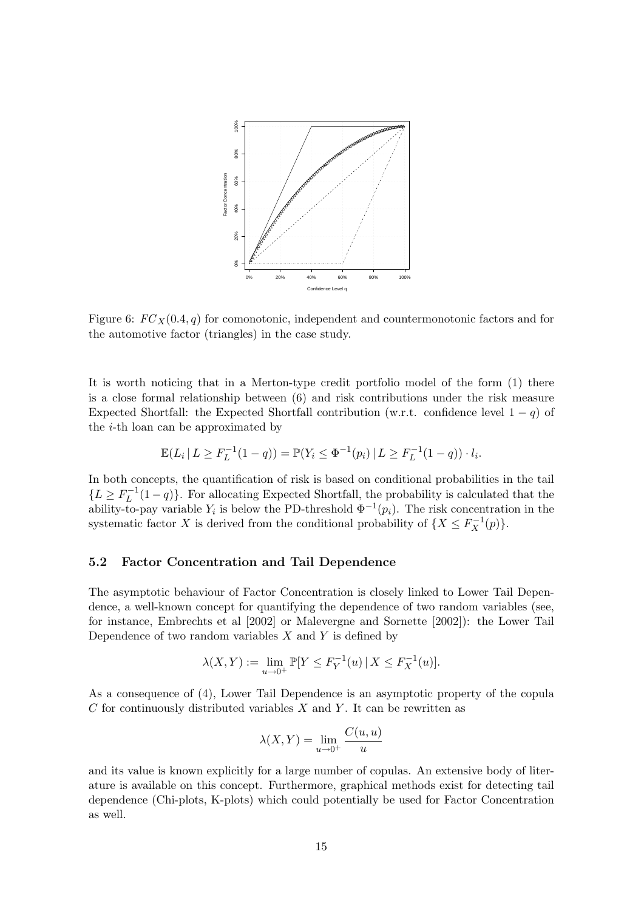Figure 6: $FC_X(0.4, q)$ for comonotonic, independent and countermonotonic factors and for the automotive factor (triangles) in the case study.

It is worth noticing that in a Merton-type credit portfolio model of the form (1) there is a close formal relationship between (6) and risk contributions under the risk measure Expected Shortfall: the Expected Shortfall contribution (w.r.t. confidence level $1 - q$) of the $i$-th loan can be approximated by

$$\mathbb{E}(L_i \,|\, L \geq F_L^{-1}(1-q)) = \mathbb{P}(Y_i \leq \Phi^{-1}(p_i) \,|\, L \geq F_L^{-1}(1-q)) \cdot l_i.$$

In both concepts, the quantification of risk is based on conditional probabilities in the tail $\{L \geq F_L^{-1}(1-q)\}$. For allocating Expected Shortfall, the probability is calculated that the ability-to-pay variable $Y_i$ is below the PD-threshold $\Phi^{-1}(p_i)$. The risk concentration in the systematic factor $X$ is derived from the conditional probability of $\{X \leq F_X^{-1}(p)\}$.

### 5.2 Factor Concentration and Tail Dependence

The asymptotic behaviour of Factor Concentration is closely linked to Lower Tail Dependence, a well-known concept for quantifying the dependence of two random variables (see, for instance, Embrechts et al [2002] or Malevergne and Sornette [2002]): the Lower Tail Dependence of two random variables $X$ and $Y$ is defined by

$$\lambda(X, Y) := \lim_{u \to 0^+} \mathbb{P}[Y \leq F_Y^{-1}(u) \,|\, X \leq F_X^{-1}(u)].$$

As a consequence of (4), Lower Tail Dependence is an asymptotic property of the copula $C$ for continuously distributed variables $X$ and $Y$. It can be rewritten as

$$\lambda(X, Y) = \lim_{u \to 0^+} \frac{C(u, u)}{u}$$

and its value is known explicitly for a large number of copulas. An extensive body of literature is available on this concept. Furthermore, graphical methods exist for detecting tail dependence (Chi-plots, K-plots) which could potentially be used for Factor Concentration as well.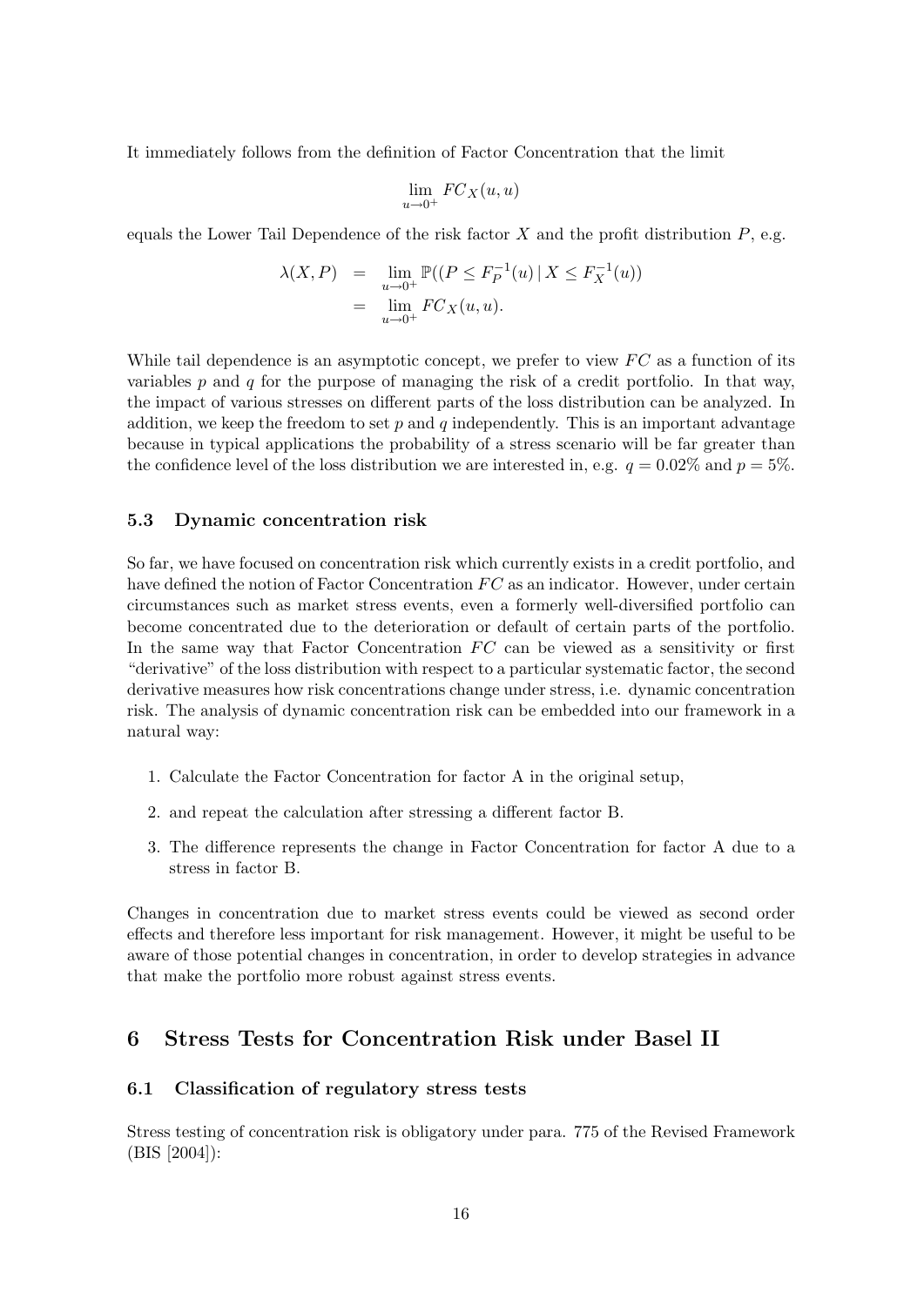It immediately follows from the definition of Factor Concentration that the limit

$$\lim_{u \to 0^+} FC_X(u, u)$$

equals the Lower Tail Dependence of the risk factor $X$ and the profit distribution $P$, e.g.

$$\begin{aligned}
\lambda(X, P) &= \lim_{u \to 0^+} \mathbb{P}((P \leq F_P^{-1}(u) \mid X \leq F_X^{-1}(u)) \\
&= \lim_{u \to 0^+} FC_X(u, u).
\end{aligned}$$

While tail dependence is an asymptotic concept, we prefer to view $FC$ as a function of its variables $p$ and $q$ for the purpose of managing the risk of a credit portfolio. In that way, the impact of various stresses on different parts of the loss distribution can be analyzed. In addition, we keep the freedom to set $p$ and $q$ independently. This is an important advantage because in typical applications the probability of a stress scenario will be far greater than the confidence level of the loss distribution we are interested in, e.g. $q = 0.02\%$ and $p = 5\%$.

### 5.3 Dynamic concentration risk

So far, we have focused on concentration risk which currently exists in a credit portfolio, and have defined the notion of Factor Concentration $FC$ as an indicator. However, under certain circumstances such as market stress events, even a formerly well-diversified portfolio can become concentrated due to the deterioration or default of certain parts of the portfolio. In the same way that Factor Concentration $FC$ can be viewed as a sensitivity or first "derivative" of the loss distribution with respect to a particular systematic factor, the second derivative measures how risk concentrations change under stress, i.e. dynamic concentration risk. The analysis of dynamic concentration risk can be embedded into our framework in a natural way:

1. Calculate the Factor Concentration for factor A in the original setup,
2. and repeat the calculation after stressing a different factor B.
3. The difference represents the change in Factor Concentration for factor A due to a stress in factor B.

Changes in concentration due to market stress events could be viewed as second order effects and therefore less important for risk management. However, it might be useful to be aware of those potential changes in concentration, in order to develop strategies in advance that make the portfolio more robust against stress events.

## 6 Stress Tests for Concentration Risk under Basel II

### 6.1 Classification of regulatory stress tests

Stress testing of concentration risk is obligatory under para. 775 of the Revised Framework (BIS [2004]):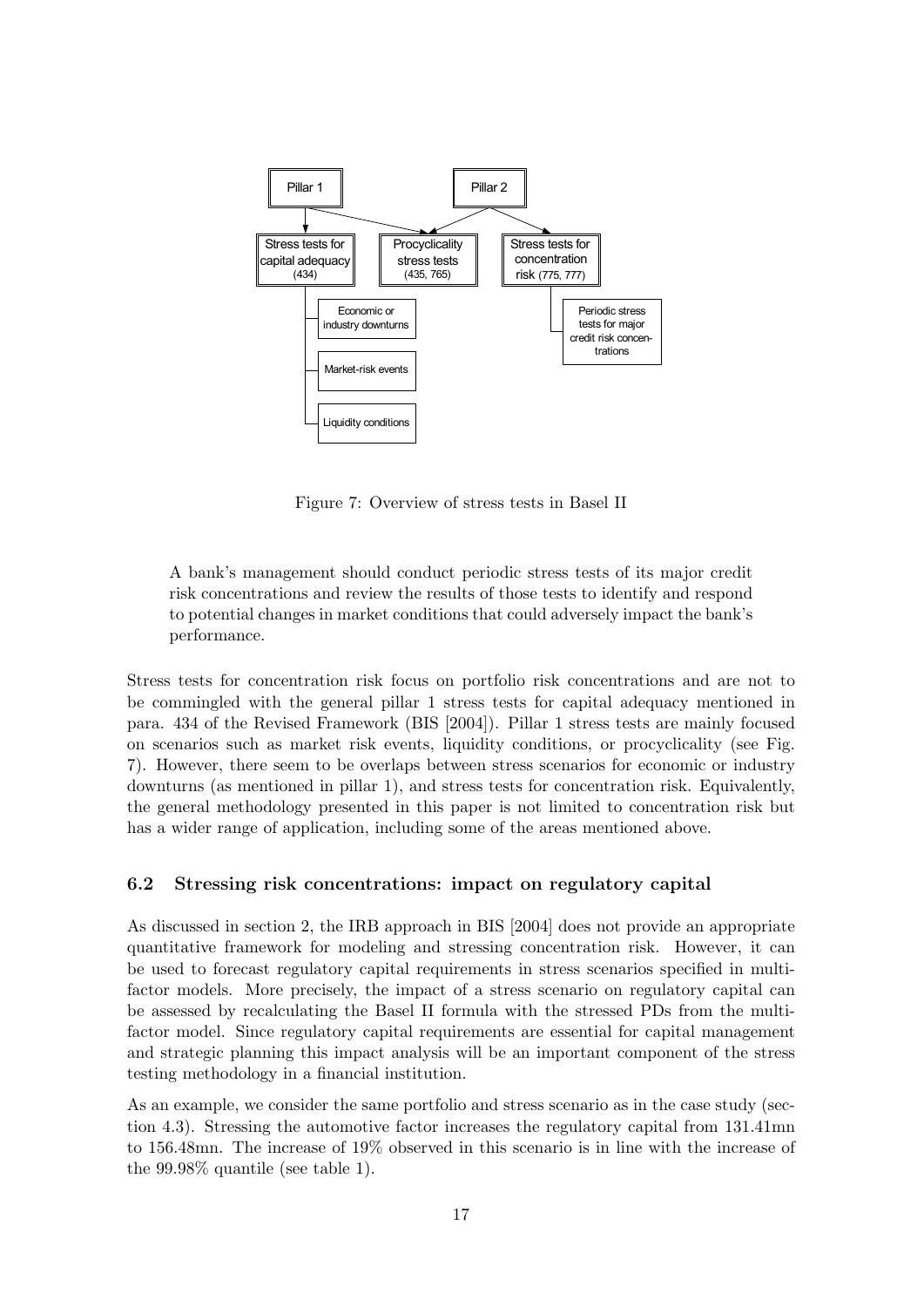Figure 7: Overview of stress tests in Basel II

> A bank's management should conduct periodic stress tests of its major credit risk concentrations and review the results of those tests to identify and respond to potential changes in market conditions that could adversely impact the bank's performance.

Stress tests for concentration risk focus on portfolio risk concentrations and are not to be commingled with the general pillar 1 stress tests for capital adequacy mentioned in para. 434 of the Revised Framework (BIS [2004]). Pillar 1 stress tests are mainly focused on scenarios such as market risk events, liquidity conditions, or procyclicality (see Fig. 7). However, there seem to be overlaps between stress scenarios for economic or industry downturns (as mentioned in pillar 1), and stress tests for concentration risk. Equivalently, the general methodology presented in this paper is not limited to concentration risk but has a wider range of application, including some of the areas mentioned above.

### 6.2 Stressing risk concentrations: impact on regulatory capital

As discussed in section 2, the IRB approach in BIS [2004] does not provide an appropriate quantitative framework for modeling and stressing concentration risk. However, it can be used to forecast regulatory capital requirements in stress scenarios specified in multi-factor models. More precisely, the impact of a stress scenario on regulatory capital can be assessed by recalculating the Basel II formula with the stressed PDs from the multi-factor model. Since regulatory capital requirements are essential for capital management and strategic planning this impact analysis will be an important component of the stress testing methodology in a financial institution.

As an example, we consider the same portfolio and stress scenario as in the case study (section 4.3). Stressing the automotive factor increases the regulatory capital from 131.41mn to 156.48mn. The increase of 19% observed in this scenario is in line with the increase of the 99.98% quantile (see table 1).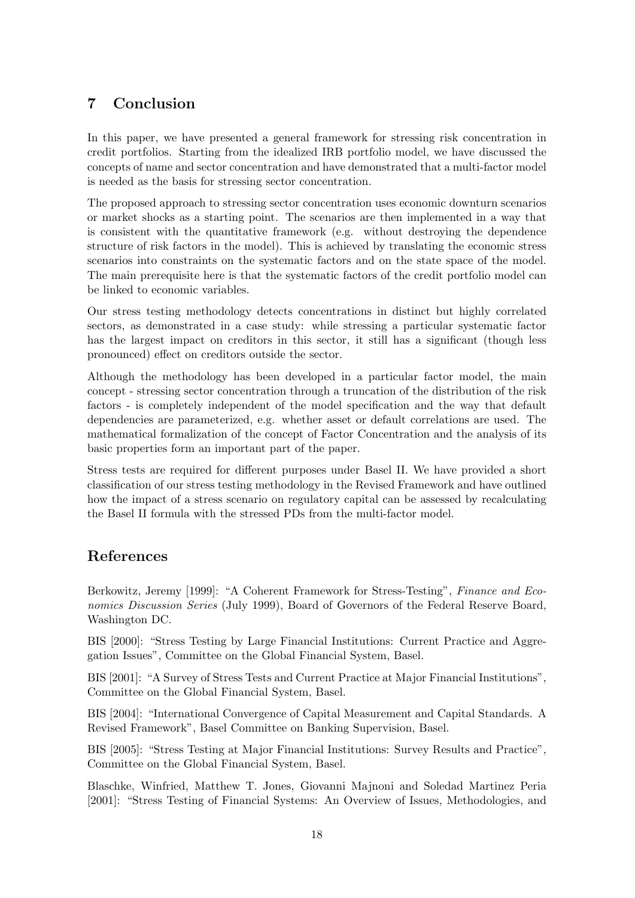## 7 Conclusion

In this paper, we have presented a general framework for stressing risk concentration in credit portfolios. Starting from the idealized IRB portfolio model, we have discussed the concepts of name and sector concentration and have demonstrated that a multi-factor model is needed as the basis for stressing sector concentration.

The proposed approach to stressing sector concentration uses economic downturn scenarios or market shocks as a starting point. The scenarios are then implemented in a way that is consistent with the quantitative framework (e.g. without destroying the dependence structure of risk factors in the model). This is achieved by translating the economic stress scenarios into constraints on the systematic factors and on the state space of the model. The main prerequisite here is that the systematic factors of the credit portfolio model can be linked to economic variables.

Our stress testing methodology detects concentrations in distinct but highly correlated sectors, as demonstrated in a case study: while stressing a particular systematic factor has the largest impact on creditors in this sector, it still has a significant (though less pronounced) effect on creditors outside the sector.

Although the methodology has been developed in a particular factor model, the main concept - stressing sector concentration through a truncation of the distribution of the risk factors - is completely independent of the model specification and the way that default dependencies are parameterized, e.g. whether asset or default correlations are used. The mathematical formalization of the concept of Factor Concentration and the analysis of its basic properties form an important part of the paper.

Stress tests are required for different purposes under Basel II. We have provided a short classification of our stress testing methodology in the Revised Framework and have outlined how the impact of a stress scenario on regulatory capital can be assessed by recalculating the Basel II formula with the stressed PDs from the multi-factor model.

## References

Berkowitz, Jeremy [1999]: "A Coherent Framework for Stress-Testing", *Finance and Economics Discussion Series* (July 1999), Board of Governors of the Federal Reserve Board, Washington DC.

BIS [2000]: "Stress Testing by Large Financial Institutions: Current Practice and Aggregation Issues", Committee on the Global Financial System, Basel.

BIS [2001]: "A Survey of Stress Tests and Current Practice at Major Financial Institutions", Committee on the Global Financial System, Basel.

BIS [2004]: "International Convergence of Capital Measurement and Capital Standards. A Revised Framework", Basel Committee on Banking Supervision, Basel.

BIS [2005]: "Stress Testing at Major Financial Institutions: Survey Results and Practice", Committee on the Global Financial System, Basel.

Blaschke, Winfried, Matthew T. Jones, Giovanni Majnoni and Soledad Martinez Peria [2001]: "Stress Testing of Financial Systems: An Overview of Issues, Methodologies, and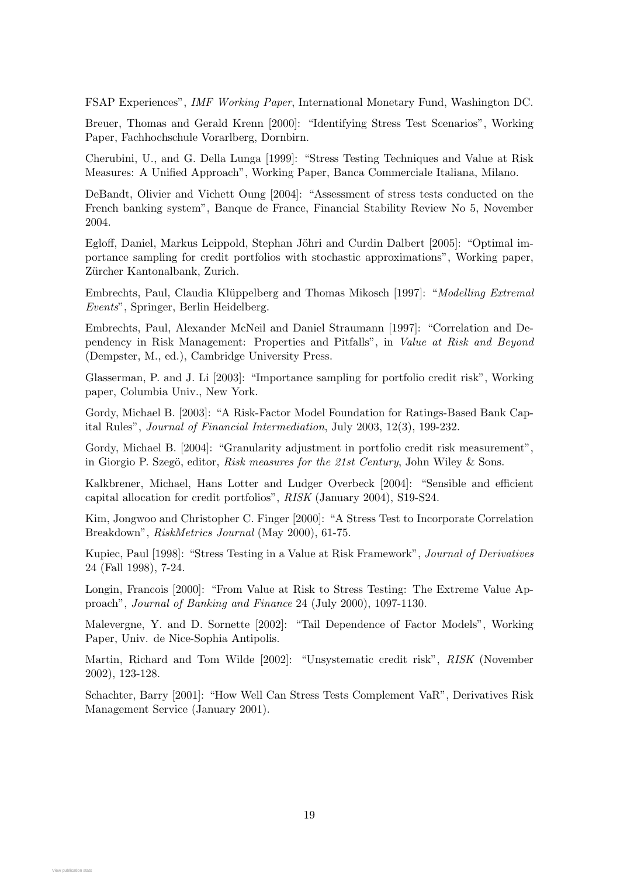FSAP Experiences", *IMF Working Paper*, International Monetary Fund, Washington DC.

Breuer, Thomas and Gerald Krenn [2000]: "Identifying Stress Test Scenarios", Working Paper, Fachhochschule Vorarlberg, Dornbirn.

Cherubini, U., and G. Della Lunga [1999]: "Stress Testing Techniques and Value at Risk Measures: A Unified Approach", Working Paper, Banca Commerciale Italiana, Milano.

DeBandt, Olivier and Vichett Oung [2004]: "Assessment of stress tests conducted on the French banking system", Banque de France, Financial Stability Review No 5, November 2004.

Egloff, Daniel, Markus Leippold, Stephan Jöhri and Curdin Dalbert [2005]: "Optimal importance sampling for credit portfolios with stochastic approximations", Working paper, Zürcher Kantonalbank, Zurich.

Embrechts, Paul, Claudia Klüppelberg and Thomas Mikosch [1997]: "*Modelling Extremal Events*", Springer, Berlin Heidelberg.

Embrechts, Paul, Alexander McNeil and Daniel Straumann [1997]: "Correlation and Dependency in Risk Management: Properties and Pitfalls", in *Value at Risk and Beyond* (Dempster, M., ed.), Cambridge University Press.

Glasserman, P. and J. Li [2003]: "Importance sampling for portfolio credit risk", Working paper, Columbia Univ., New York.

Gordy, Michael B. [2003]: "A Risk-Factor Model Foundation for Ratings-Based Bank Capital Rules", *Journal of Financial Intermediation*, July 2003, 12(3), 199-232.

Gordy, Michael B. [2004]: "Granularity adjustment in portfolio credit risk measurement", in Giorgio P. Szegö, editor, *Risk measures for the 21st Century*, John Wiley & Sons.

Kalkbrener, Michael, Hans Lotter and Ludger Overbeck [2004]: "Sensible and efficient capital allocation for credit portfolios", *RISK* (January 2004), S19-S24.

Kim, Jongwoo and Christopher C. Finger [2000]: "A Stress Test to Incorporate Correlation Breakdown", *RiskMetrics Journal* (May 2000), 61-75.

Kupiec, Paul [1998]: "Stress Testing in a Value at Risk Framework", *Journal of Derivatives* 24 (Fall 1998), 7-24.

Longin, Francois [2000]: "From Value at Risk to Stress Testing: The Extreme Value Approach", *Journal of Banking and Finance* 24 (July 2000), 1097-1130.

Malevergne, Y. and D. Sornette [2002]: "Tail Dependence of Factor Models", Working Paper, Univ. de Nice-Sophia Antipolis.

Martin, Richard and Tom Wilde [2002]: "Unsystematic credit risk", *RISK* (November 2002), 123-128.

Schachter, Barry [2001]: "How Well Can Stress Tests Complement VaR", Derivatives Risk Management Service (January 2001).